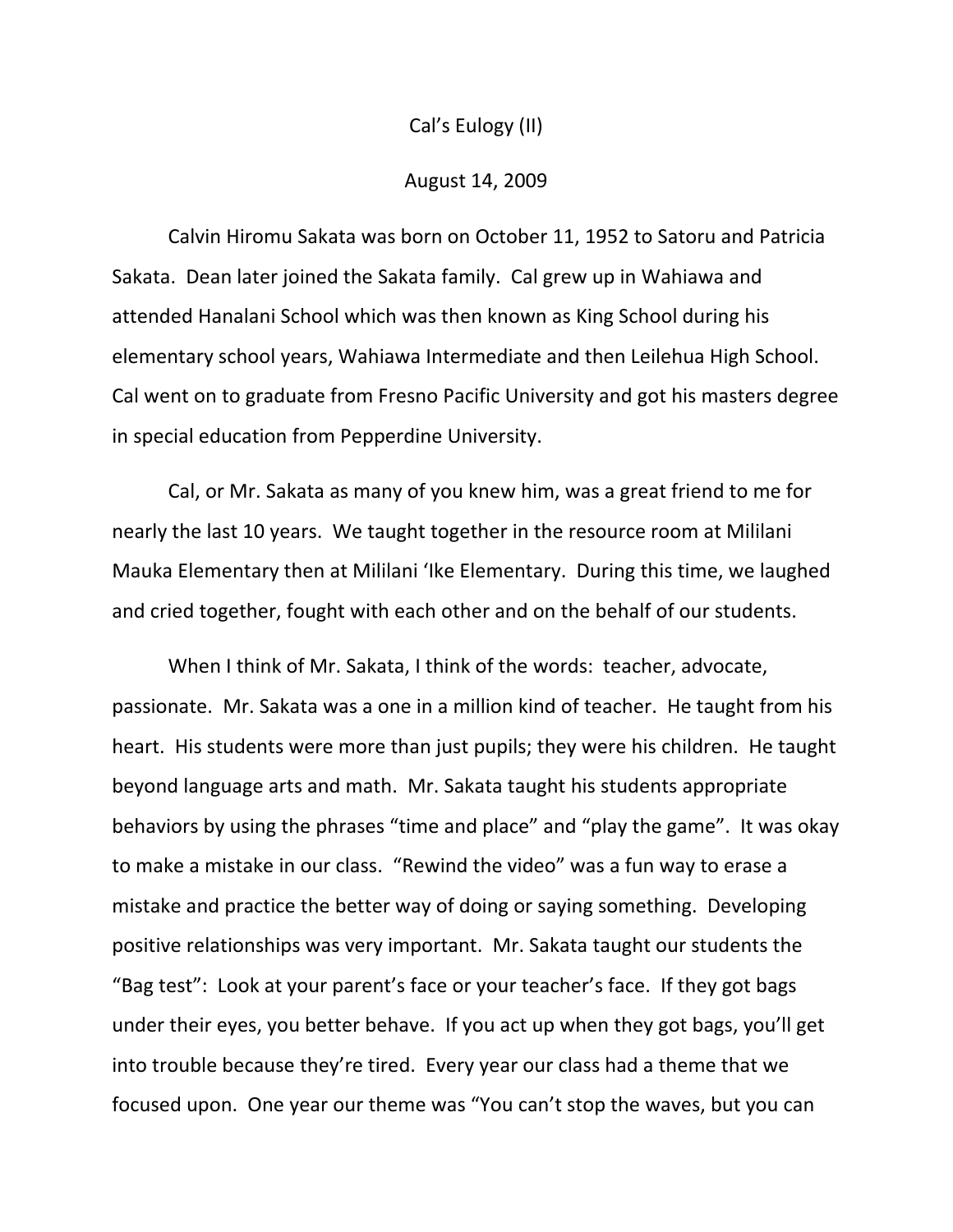Cal's Eulogy (II)

August 14, 2009

Calvin Hiromu Sakata was born on October 11, 1952 to Satoru and Patricia Sakata. Dean later joined the Sakata family. Cal grew up in Wahiawa and attended Hanalani School which was then known as King School during his elementary school years, Wahiawa Intermediate and then Leilehua High School. Cal went on to graduate from Fresno Pacific University and got his masters degree in special education from Pepperdine University.

Cal, or Mr. Sakata as many of you knew him, was a great friend to me for nearly the last 10 years. We taught together in the resource room at Mililani Mauka Elementary then at Mililani ʻIke Elementary. During this time, we laughed and cried together, fought with each other and on the behalf of our students.

When I think of Mr. Sakata, I think of the words: teacher, advocate, passionate. Mr. Sakata was a one in a million kind of teacher. He taught from his heart. His students were more than just pupils; they were his children. He taught beyond language arts and math. Mr. Sakata taught his students appropriate behaviors by using the phrases "time and place" and "play the game". It was okay to make a mistake in our class. "Rewind the video" was a fun way to erase a mistake and practice the better way of doing or saying something. Developing positive relationships was very important. Mr. Sakata taught our students the "Bag test": Look at your parent's face or your teacher's face. If they got bags under their eyes, you better behave. If you act up when they got bags, you'll get into trouble because they're tired. Every year our class had a theme that we focused upon. One year our theme was "You can't stop the waves, but you can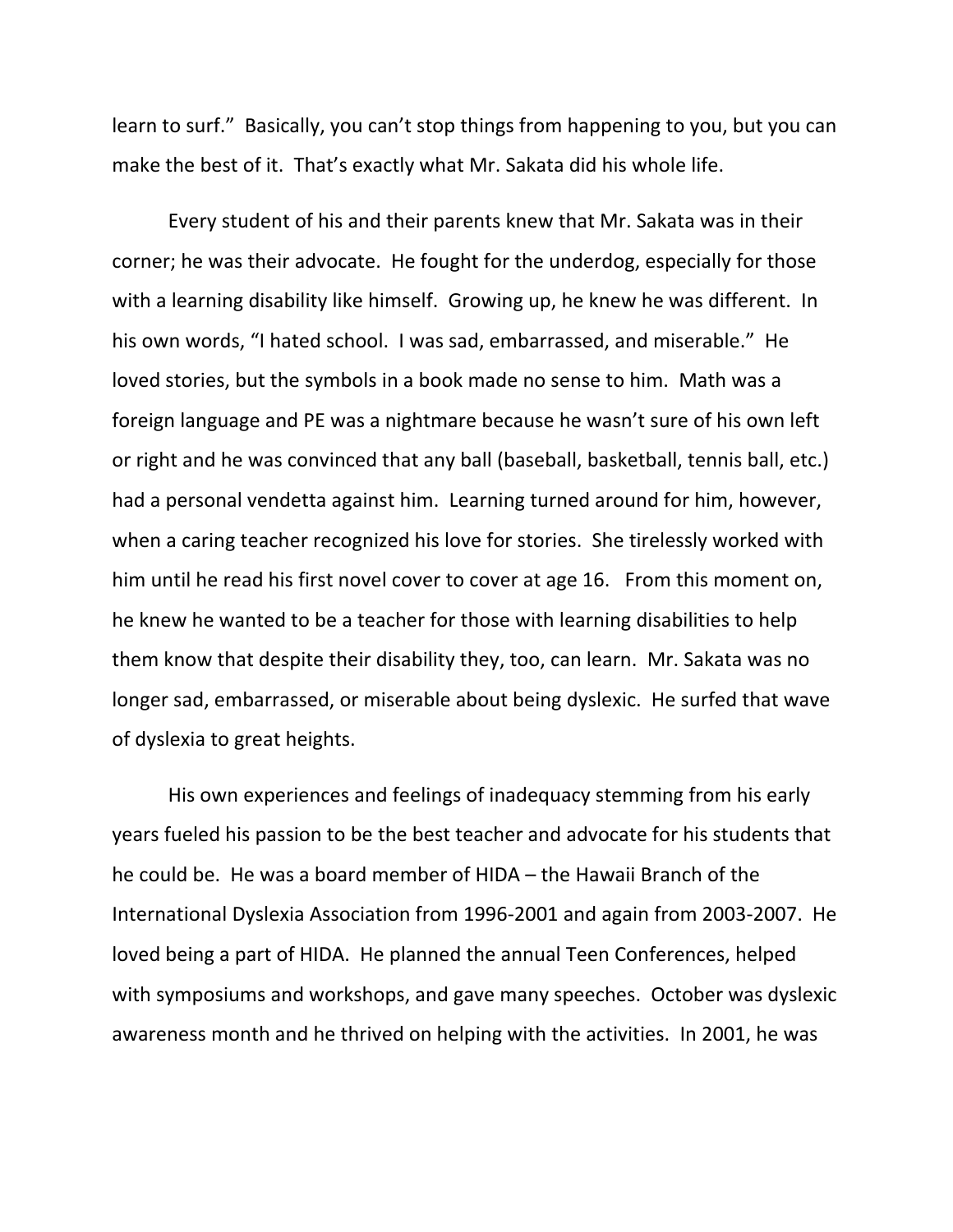learn to surf." Basically, you can't stop things from happening to you, but you can make the best of it. That's exactly what Mr. Sakata did his whole life.

Every student of his and their parents knew that Mr. Sakata was in their corner; he was their advocate. He fought for the underdog, especially for those with a learning disability like himself. Growing up, he knew he was different. In his own words, "I hated school. I was sad, embarrassed, and miserable." He loved stories, but the symbols in a book made no sense to him. Math was a foreign language and PE was a nightmare because he wasn't sure of his own left or right and he was convinced that any ball (baseball, basketball, tennis ball, etc.) had a personal vendetta against him. Learning turned around for him, however, when a caring teacher recognized his love for stories. She tirelessly worked with him until he read his first novel cover to cover at age 16. From this moment on, he knew he wanted to be a teacher for those with learning disabilities to help them know that despite their disability they, too, can learn. Mr. Sakata was no longer sad, embarrassed, or miserable about being dyslexic. He surfed that wave of dyslexia to great heights.

His own experiences and feelings of inadequacy stemming from his early years fueled his passion to be the best teacher and advocate for his students that he could be. He was a board member of HIDA – the Hawaii Branch of the International Dyslexia Association from 1996-2001 and again from 2003-2007. He loved being a part of HIDA. He planned the annual Teen Conferences, helped with symposiums and workshops, and gave many speeches. October was dyslexic awareness month and he thrived on helping with the activities. In 2001, he was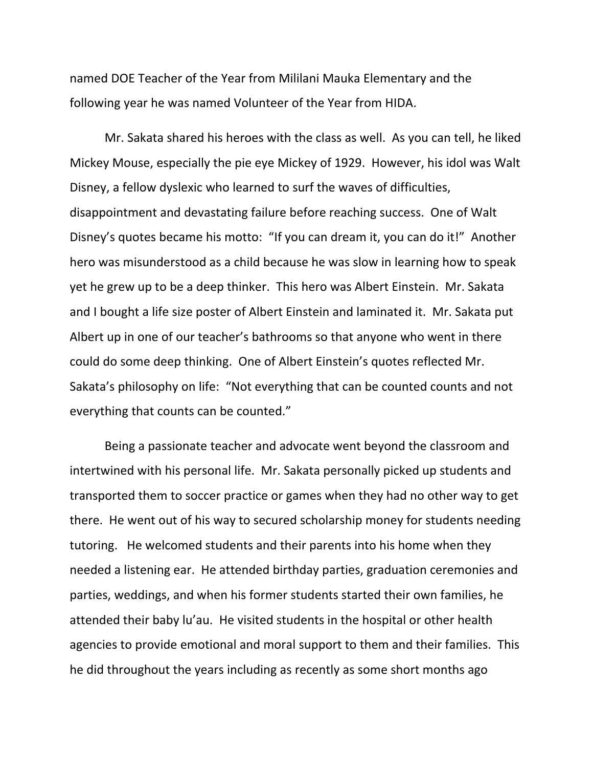named DOE Teacher of the Year from Mililani Mauka Elementary and the following year he was named Volunteer of the Year from HIDA.

Mr. Sakata shared his heroes with the class as well. As you can tell, he liked Mickey Mouse, especially the pie eye Mickey of 1929. However, his idol was Walt Disney, a fellow dyslexic who learned to surf the waves of difficulties, disappointment and devastating failure before reaching success. One of Walt Disney's quotes became his motto: "If you can dream it, you can do it!" Another hero was misunderstood as a child because he was slow in learning how to speak yet he grew up to be a deep thinker. This hero was Albert Einstein. Mr. Sakata and I bought a life size poster of Albert Einstein and laminated it. Mr. Sakata put Albert up in one of our teacher's bathrooms so that anyone who went in there could do some deep thinking. One of Albert Einstein's quotes reflected Mr. Sakata's philosophy on life: "Not everything that can be counted counts and not everything that counts can be counted."

Being a passionate teacher and advocate went beyond the classroom and intertwined with his personal life. Mr. Sakata personally picked up students and transported them to soccer practice or games when they had no other way to get there. He went out of his way to secured scholarship money for students needing tutoring. He welcomed students and their parents into his home when they needed a listening ear. He attended birthday parties, graduation ceremonies and parties, weddings, and when his former students started their own families, he attended their baby lu'au. He visited students in the hospital or other health agencies to provide emotional and moral support to them and their families. This he did throughout the years including as recently as some short months ago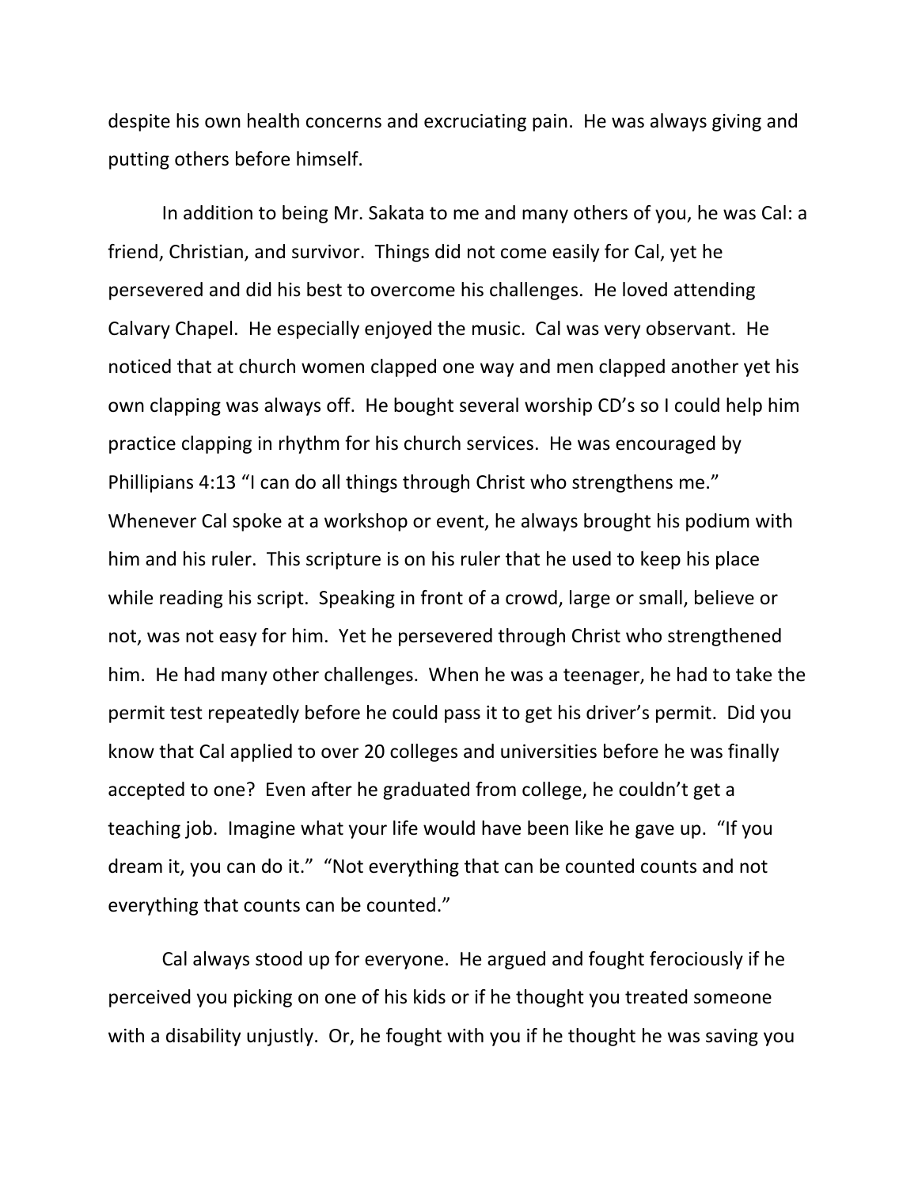despite his own health concerns and excruciating pain. He was always giving and putting others before himself.

In addition to being Mr. Sakata to me and many others of you, he was Cal: a friend, Christian, and survivor. Things did not come easily for Cal, yet he persevered and did his best to overcome his challenges. He loved attending Calvary Chapel. He especially enjoyed the music. Cal was very observant. He noticed that at church women clapped one way and men clapped another yet his own clapping was always off. He bought several worship CD's so I could help him practice clapping in rhythm for his church services. He was encouraged by Phillipians 4:13 "I can do all things through Christ who strengthens me." Whenever Cal spoke at a workshop or event, he always brought his podium with him and his ruler. This scripture is on his ruler that he used to keep his place while reading his script. Speaking in front of a crowd, large or small, believe or not, was not easy for him. Yet he persevered through Christ who strengthened him. He had many other challenges. When he was a teenager, he had to take the permit test repeatedly before he could pass it to get his driver's permit. Did you know that Cal applied to over 20 colleges and universities before he was finally accepted to one? Even after he graduated from college, he couldn't get a teaching job. Imagine what your life would have been like he gave up. "If you dream it, you can do it." "Not everything that can be counted counts and not everything that counts can be counted."

Cal always stood up for everyone. He argued and fought ferociously if he perceived you picking on one of his kids or if he thought you treated someone with a disability unjustly. Or, he fought with you if he thought he was saving you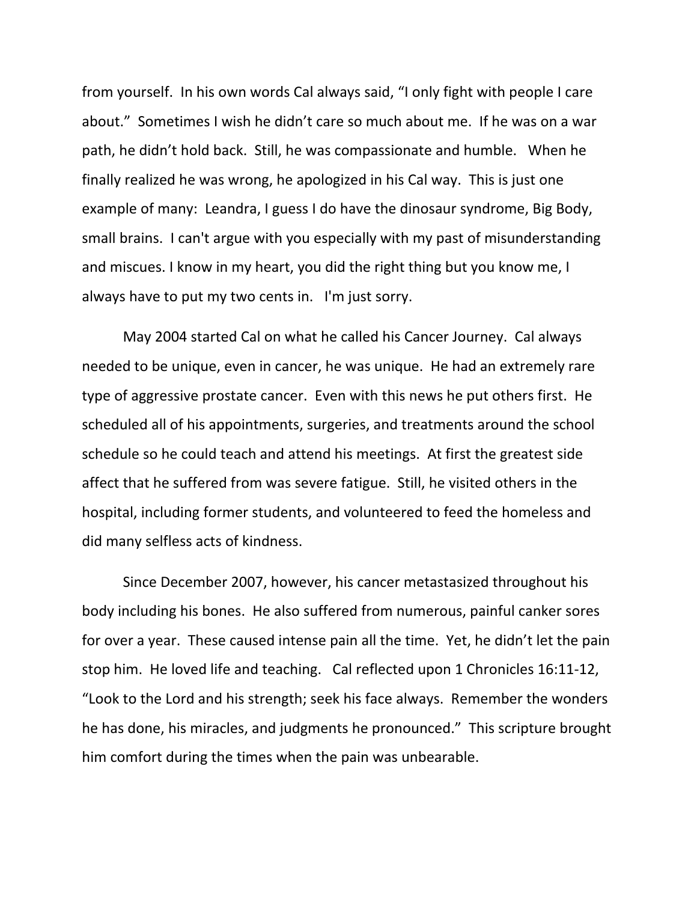from yourself. In his own words Cal always said, "I only fight with people I care about." Sometimes I wish he didn't care so much about me. If he was on a war path, he didn't hold back. Still, he was compassionate and humble. When he finally realized he was wrong, he apologized in his Cal way. This is just one example of many: Leandra, I guess I do have the dinosaur syndrome, Big Body, small brains. I can't argue with you especially with my past of misunderstanding and miscues. I know in my heart, you did the right thing but you know me, I always have to put my two cents in. I'm just sorry.

May 2004 started Cal on what he called his Cancer Journey. Cal always needed to be unique, even in cancer, he was unique. He had an extremely rare type of aggressive prostate cancer. Even with this news he put others first. He scheduled all of his appointments, surgeries, and treatments around the school schedule so he could teach and attend his meetings. At first the greatest side affect that he suffered from was severe fatigue. Still, he visited others in the hospital, including former students, and volunteered to feed the homeless and did many selfless acts of kindness.

Since December 2007, however, his cancer metastasized throughout his body including his bones. He also suffered from numerous, painful canker sores for over a year. These caused intense pain all the time. Yet, he didn't let the pain stop him. He loved life and teaching. Cal reflected upon 1 Chronicles 16:11-12, "Look to the Lord and his strength; seek his face always. Remember the wonders he has done, his miracles, and judgments he pronounced." This scripture brought him comfort during the times when the pain was unbearable.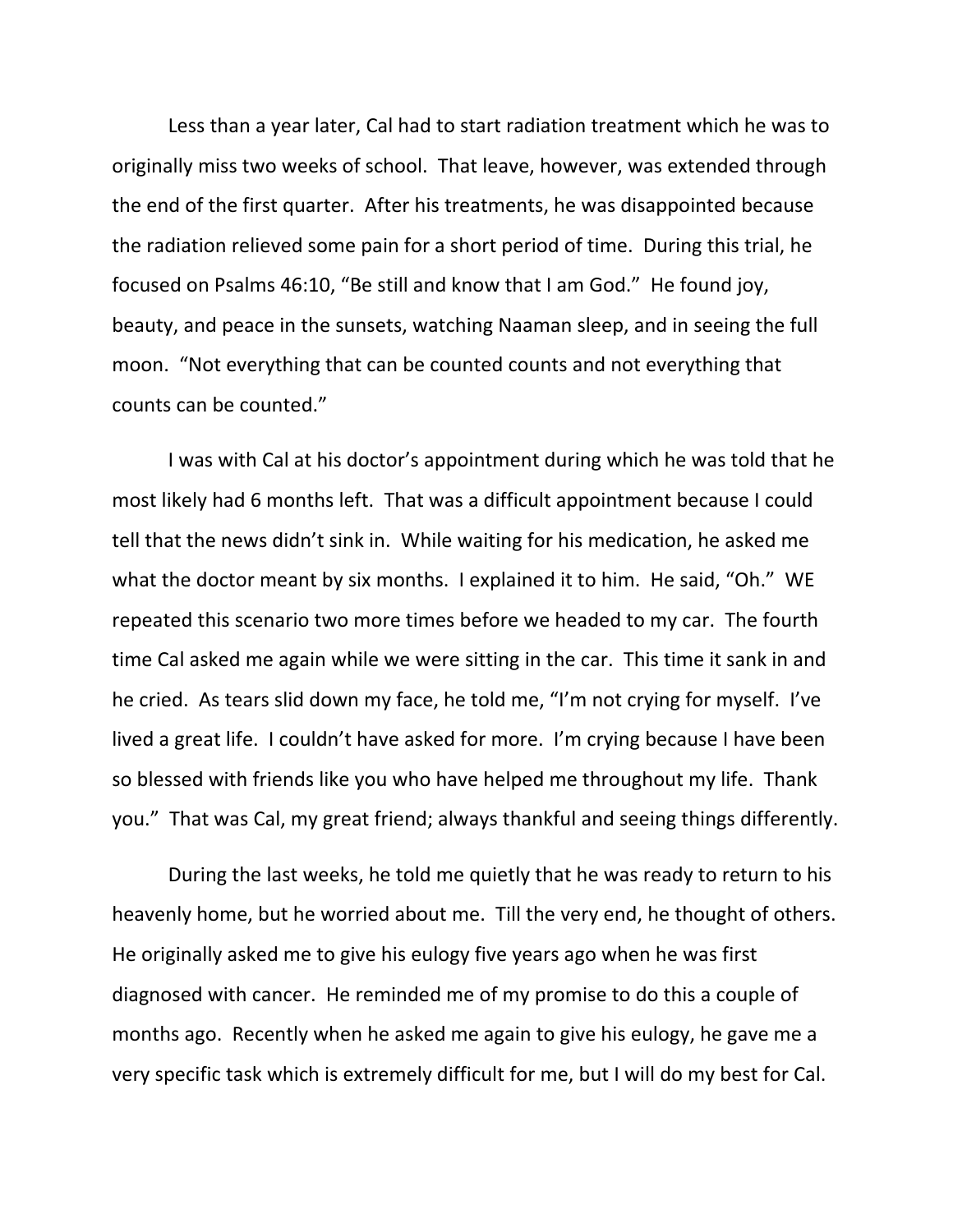Less than a year later, Cal had to start radiation treatment which he was to originally miss two weeks of school. That leave, however, was extended through the end of the first quarter. After his treatments, he was disappointed because the radiation relieved some pain for a short period of time. During this trial, he focused on Psalms 46:10, "Be still and know that I am God." He found joy, beauty, and peace in the sunsets, watching Naaman sleep, and in seeing the full moon. "Not everything that can be counted counts and not everything that counts can be counted."

I was with Cal at his doctor's appointment during which he was told that he most likely had 6 months left. That was a difficult appointment because I could tell that the news didn't sink in. While waiting for his medication, he asked me what the doctor meant by six months. I explained it to him. He said, "Oh." WE repeated this scenario two more times before we headed to my car. The fourth time Cal asked me again while we were sitting in the car. This time it sank in and he cried. As tears slid down my face, he told me, "I'm not crying for myself. I've lived a great life. I couldn't have asked for more. I'm crying because I have been so blessed with friends like you who have helped me throughout my life. Thank you." That was Cal, my great friend; always thankful and seeing things differently.

During the last weeks, he told me quietly that he was ready to return to his heavenly home, but he worried about me. Till the very end, he thought of others. He originally asked me to give his eulogy five years ago when he was first diagnosed with cancer. He reminded me of my promise to do this a couple of months ago. Recently when he asked me again to give his eulogy, he gave me a very specific task which is extremely difficult for me, but I will do my best for Cal.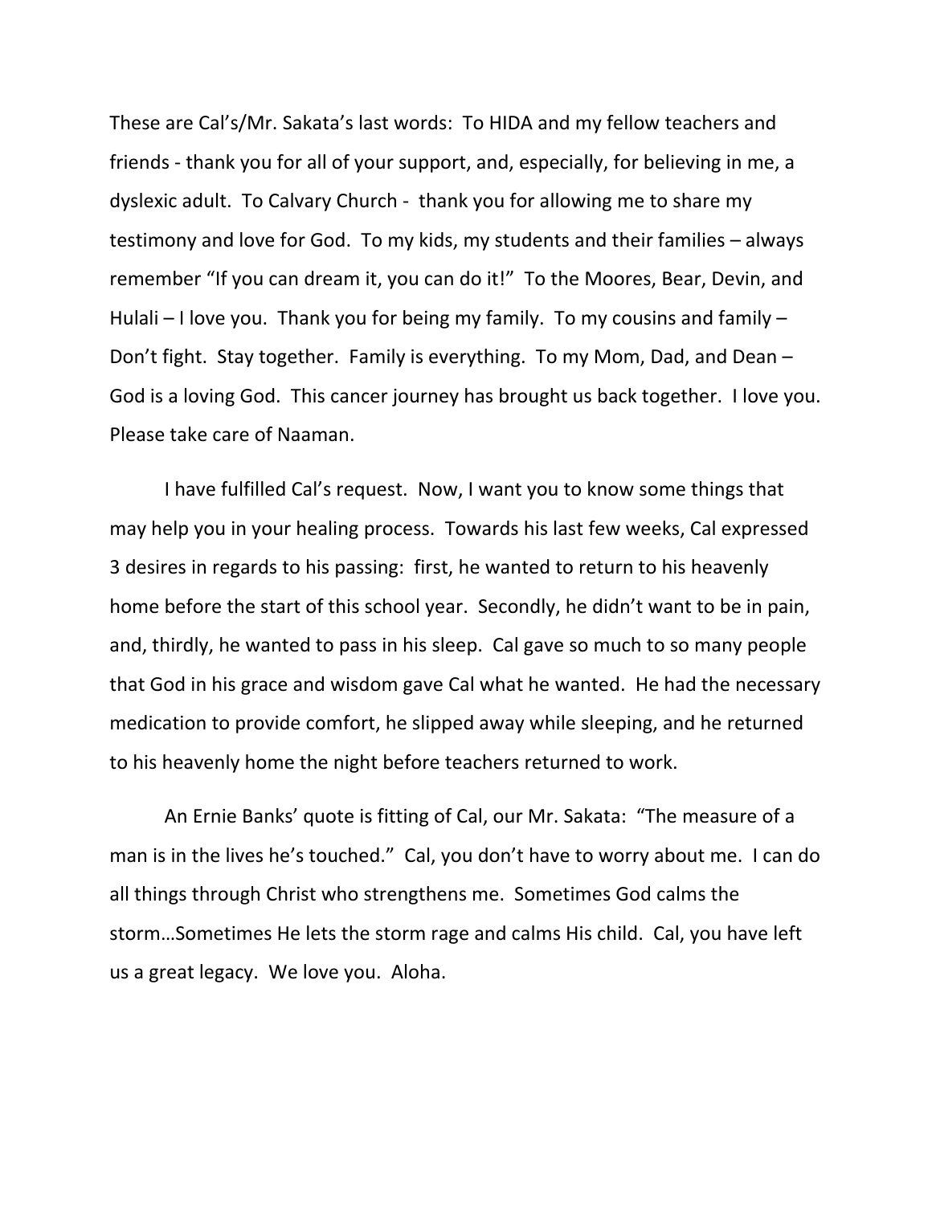These are Cal's/Mr. Sakata's last words: To HIDA and my fellow teachers and friends - thank you for all of your support, and, especially, for believing in me, a dyslexic adult. To Calvary Church - thank you for allowing me to share my testimony and love for God. To my kids, my students and their families – always remember "If you can dream it, you can do it!" To the Moores, Bear, Devin, and Hulali – I love you. Thank you for being my family. To my cousins and family – Don't fight. Stay together. Family is everything. To my Mom, Dad, and Dean – God is a loving God. This cancer journey has brought us back together. I love you. Please take care of Naaman.

I have fulfilled Cal's request. Now, I want you to know some things that may help you in your healing process. Towards his last few weeks, Cal expressed 3 desires in regards to his passing: first, he wanted to return to his heavenly home before the start of this school year. Secondly, he didn't want to be in pain, and, thirdly, he wanted to pass in his sleep. Cal gave so much to so many people that God in his grace and wisdom gave Cal what he wanted. He had the necessary medication to provide comfort, he slipped away while sleeping, and he returned to his heavenly home the night before teachers returned to work.

An Ernie Banks' quote is fitting of Cal, our Mr. Sakata: "The measure of a man is in the lives he's touched." Cal, you don't have to worry about me. I can do all things through Christ who strengthens me. Sometimes God calms the storm…Sometimes He lets the storm rage and calms His child. Cal, you have left us a great legacy. We love you. Aloha.